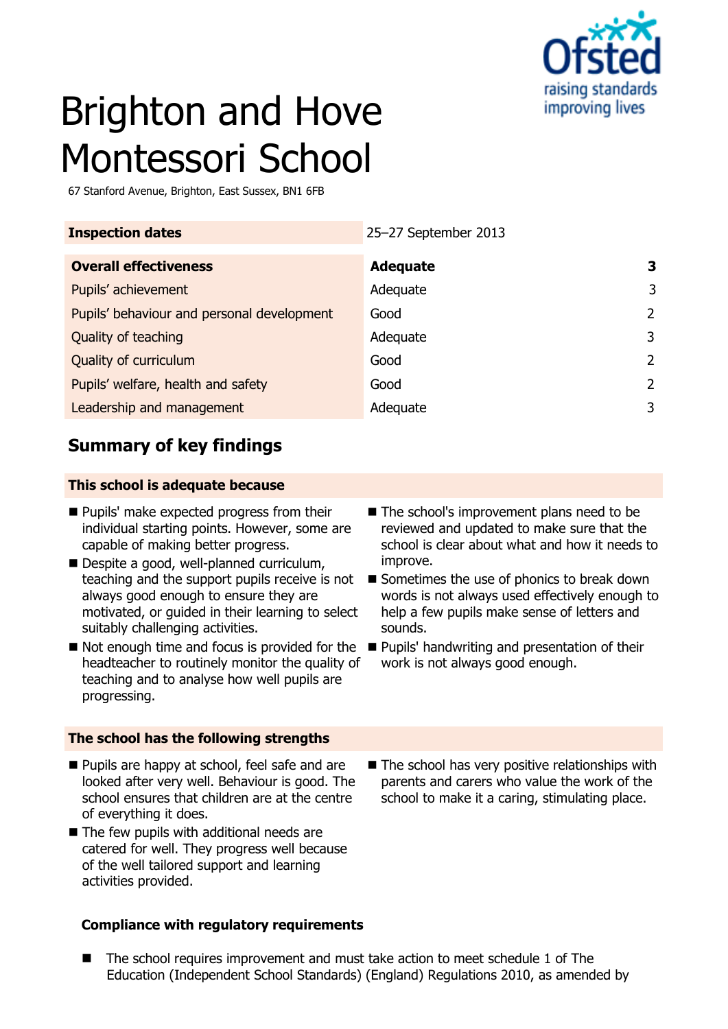# Brighton and Hove Montessori School

67 Stanford Avenue, Brighton, East Sussex, BN1 6FB

| **Inspection dates** | 25–27 September 2013 | |
|---|---|---|
| **Overall effectiveness** | **Adequate** | **3** |
| Pupils' achievement | Adequate | 3 |
| Pupils' behaviour and personal development | Good | 2 |
| Quality of teaching | Adequate | 3 |
| Quality of curriculum | Good | 2 |
| Pupils' welfare, health and safety | Good | 2 |
| Leadership and management | Adequate | 3 |

## Summary of key findings

### This school is adequate because

- Pupils' make expected progress from their individual starting points. However, some are capable of making better progress.
- Despite a good, well-planned curriculum, teaching and the support pupils receive is not always good enough to ensure they are motivated, or guided in their learning to select suitably challenging activities.
- Not enough time and focus is provided for the headteacher to routinely monitor the quality of teaching and to analyse how well pupils are progressing.
- The school's improvement plans need to be reviewed and updated to make sure that the school is clear about what and how it needs to improve.
- Sometimes the use of phonics to break down words is not always used effectively enough to help a few pupils make sense of letters and sounds.
- Pupils' handwriting and presentation of their work is not always good enough.

### The school has the following strengths

- Pupils are happy at school, feel safe and are looked after very well. Behaviour is good. The school ensures that children are at the centre of everything it does.
- The few pupils with additional needs are catered for well. They progress well because of the well tailored support and learning activities provided.
- The school has very positive relationships with parents and carers who value the work of the school to make it a caring, stimulating place.

### Compliance with regulatory requirements

- The school requires improvement and must take action to meet schedule 1 of The Education (Independent School Standards) (England) Regulations 2010, as amended by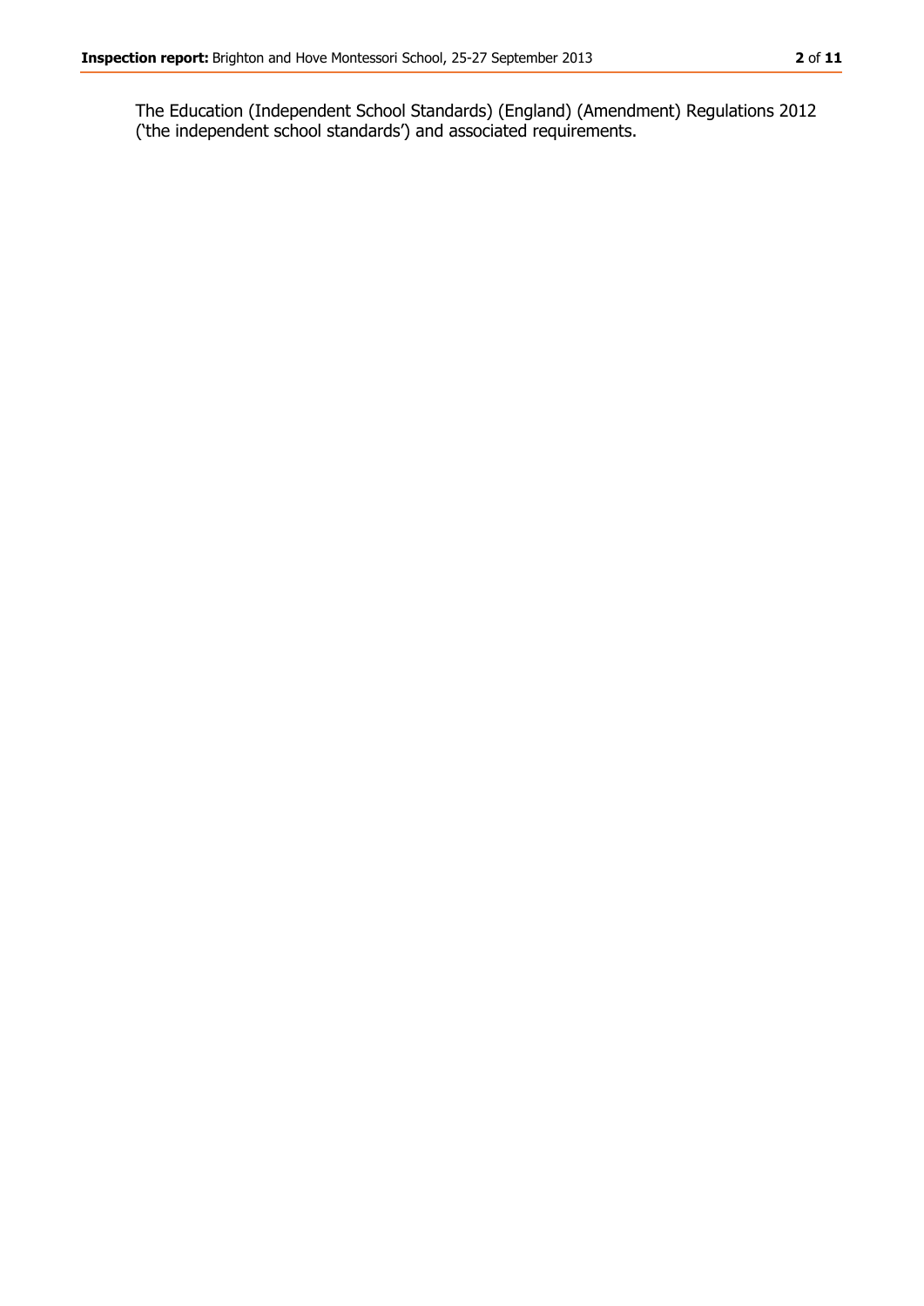The Education (Independent School Standards) (England) (Amendment) Regulations 2012 ('the independent school standards') and associated requirements.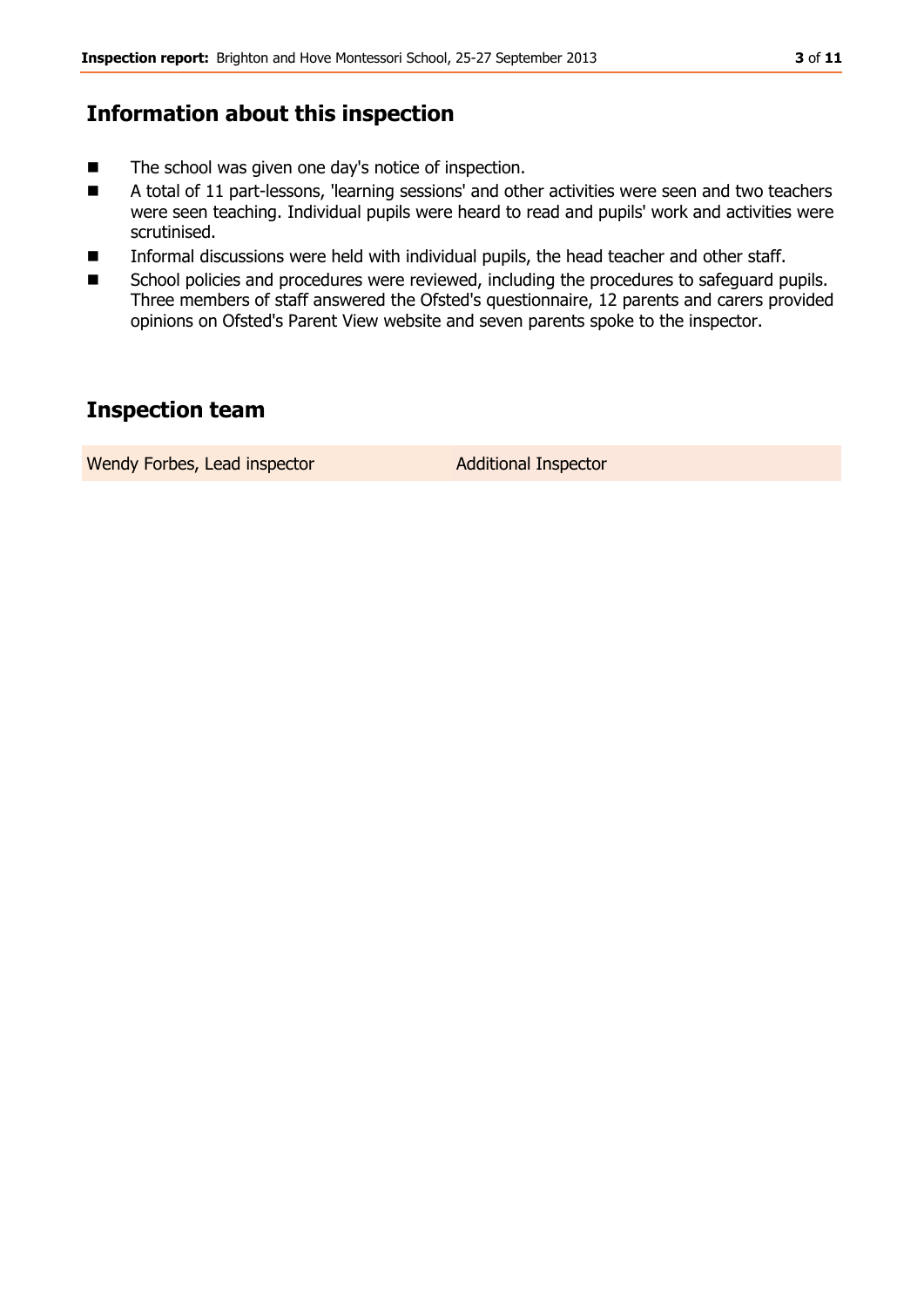## Information about this inspection

- The school was given one day's notice of inspection.
- A total of 11 part-lessons, 'learning sessions' and other activities were seen and two teachers were seen teaching. Individual pupils were heard to read and pupils' work and activities were scrutinised.
- Informal discussions were held with individual pupils, the head teacher and other staff.
- School policies and procedures were reviewed, including the procedures to safeguard pupils. Three members of staff answered the Ofsted's questionnaire, 12 parents and carers provided opinions on Ofsted's Parent View website and seven parents spoke to the inspector.

## Inspection team

| Wendy Forbes, Lead inspector | Additional Inspector |
|---|---|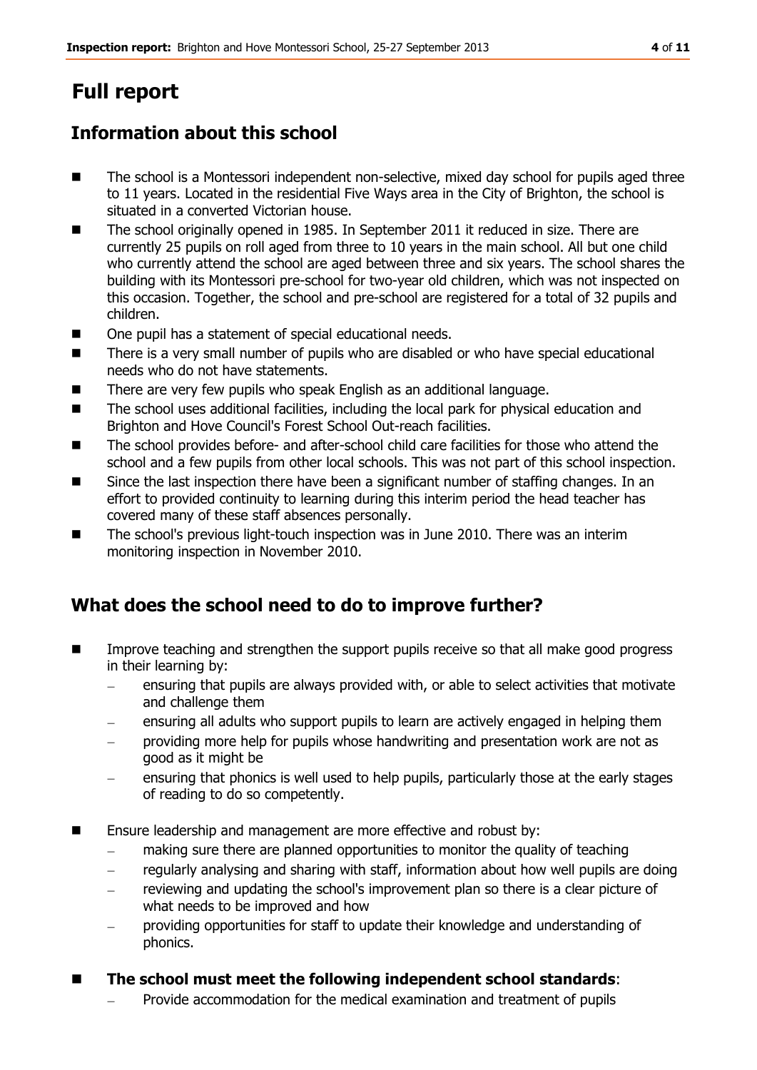# Full report

## Information about this school

- The school is a Montessori independent non-selective, mixed day school for pupils aged three to 11 years. Located in the residential Five Ways area in the City of Brighton, the school is situated in a converted Victorian house.
- The school originally opened in 1985. In September 2011 it reduced in size. There are currently 25 pupils on roll aged from three to 10 years in the main school. All but one child who currently attend the school are aged between three and six years. The school shares the building with its Montessori pre-school for two-year old children, which was not inspected on this occasion. Together, the school and pre-school are registered for a total of 32 pupils and children.
- One pupil has a statement of special educational needs.
- There is a very small number of pupils who are disabled or who have special educational needs who do not have statements.
- There are very few pupils who speak English as an additional language.
- The school uses additional facilities, including the local park for physical education and Brighton and Hove Council's Forest School Out-reach facilities.
- The school provides before- and after-school child care facilities for those who attend the school and a few pupils from other local schools. This was not part of this school inspection.
- Since the last inspection there have been a significant number of staffing changes. In an effort to provided continuity to learning during this interim period the head teacher has covered many of these staff absences personally.
- The school's previous light-touch inspection was in June 2010. There was an interim monitoring inspection in November 2010.

## What does the school need to do to improve further?

- Improve teaching and strengthen the support pupils receive so that all make good progress in their learning by:
  - ensuring that pupils are always provided with, or able to select activities that motivate and challenge them
  - ensuring all adults who support pupils to learn are actively engaged in helping them
  - providing more help for pupils whose handwriting and presentation work are not as good as it might be
  - ensuring that phonics is well used to help pupils, particularly those at the early stages of reading to do so competently.
- Ensure leadership and management are more effective and robust by:
  - making sure there are planned opportunities to monitor the quality of teaching
  - regularly analysing and sharing with staff, information about how well pupils are doing
  - reviewing and updating the school's improvement plan so there is a clear picture of what needs to be improved and how
  - providing opportunities for staff to update their knowledge and understanding of phonics.
- **The school must meet the following independent school standards**:
  - Provide accommodation for the medical examination and treatment of pupils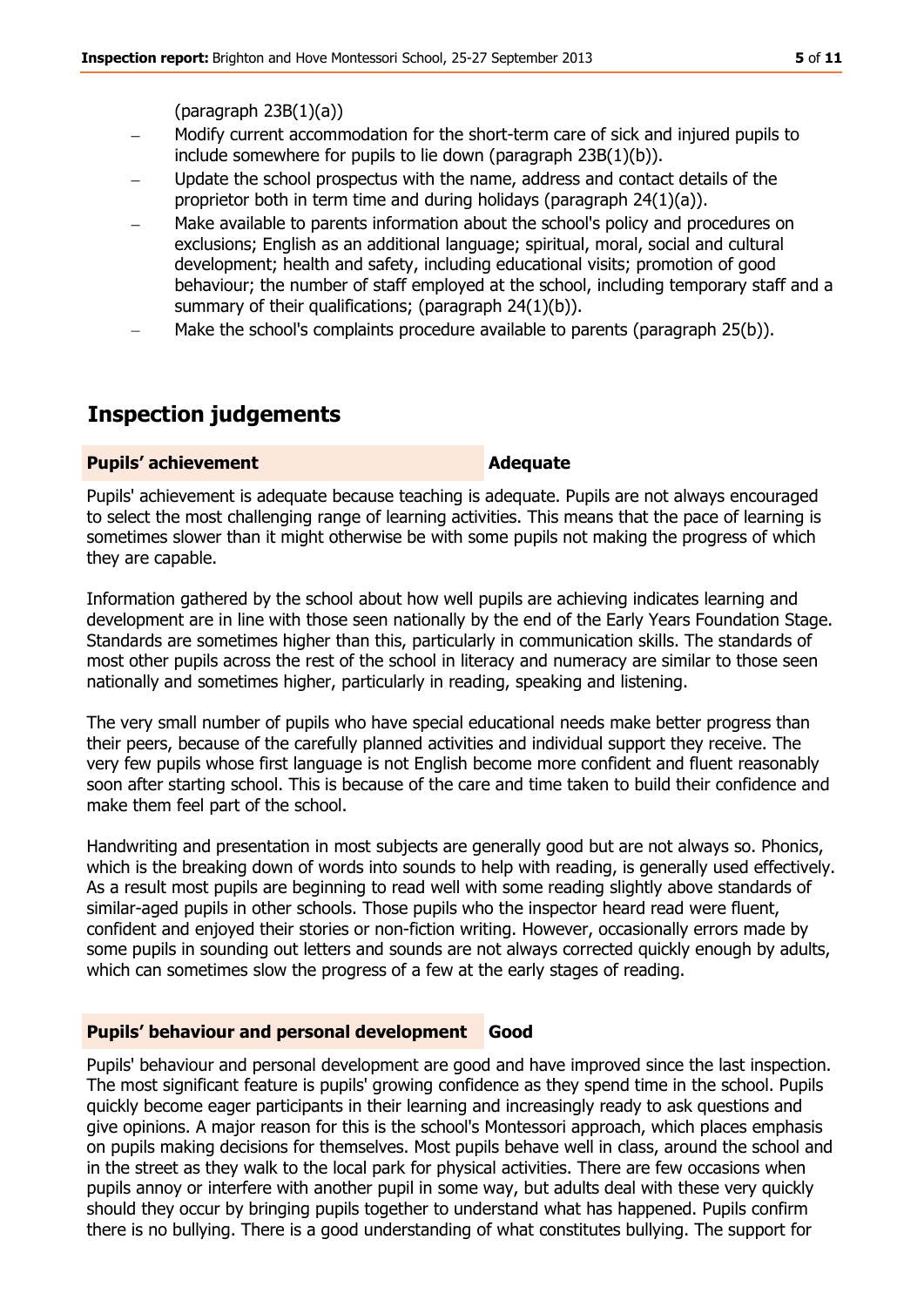(paragraph 23B(1)(a))

- Modify current accommodation for the short-term care of sick and injured pupils to include somewhere for pupils to lie down (paragraph 23B(1)(b)).
- Update the school prospectus with the name, address and contact details of the proprietor both in term time and during holidays (paragraph 24(1)(a)).
- Make available to parents information about the school's policy and procedures on exclusions; English as an additional language; spiritual, moral, social and cultural development; health and safety, including educational visits; promotion of good behaviour; the number of staff employed at the school, including temporary staff and a summary of their qualifications; (paragraph 24(1)(b)).
- Make the school's complaints procedure available to parents (paragraph 25(b)).

## Inspection judgements

| **Pupils' achievement** | **Adequate** |
| --- | --- |

Pupils' achievement is adequate because teaching is adequate. Pupils are not always encouraged to select the most challenging range of learning activities. This means that the pace of learning is sometimes slower than it might otherwise be with some pupils not making the progress of which they are capable.

Information gathered by the school about how well pupils are achieving indicates learning and development are in line with those seen nationally by the end of the Early Years Foundation Stage. Standards are sometimes higher than this, particularly in communication skills. The standards of most other pupils across the rest of the school in literacy and numeracy are similar to those seen nationally and sometimes higher, particularly in reading, speaking and listening.

The very small number of pupils who have special educational needs make better progress than their peers, because of the carefully planned activities and individual support they receive. The very few pupils whose first language is not English become more confident and fluent reasonably soon after starting school. This is because of the care and time taken to build their confidence and make them feel part of the school.

Handwriting and presentation in most subjects are generally good but are not always so. Phonics, which is the breaking down of words into sounds to help with reading, is generally used effectively. As a result most pupils are beginning to read well with some reading slightly above standards of similar-aged pupils in other schools. Those pupils who the inspector heard read were fluent, confident and enjoyed their stories or non-fiction writing. However, occasionally errors made by some pupils in sounding out letters and sounds are not always corrected quickly enough by adults, which can sometimes slow the progress of a few at the early stages of reading.

| **Pupils' behaviour and personal development** | **Good** |
| --- | --- |

Pupils' behaviour and personal development are good and have improved since the last inspection. The most significant feature is pupils' growing confidence as they spend time in the school. Pupils quickly become eager participants in their learning and increasingly ready to ask questions and give opinions. A major reason for this is the school's Montessori approach, which places emphasis on pupils making decisions for themselves. Most pupils behave well in class, around the school and in the street as they walk to the local park for physical activities. There are few occasions when pupils annoy or interfere with another pupil in some way, but adults deal with these very quickly should they occur by bringing pupils together to understand what has happened. Pupils confirm there is no bullying. There is a good understanding of what constitutes bullying. The support for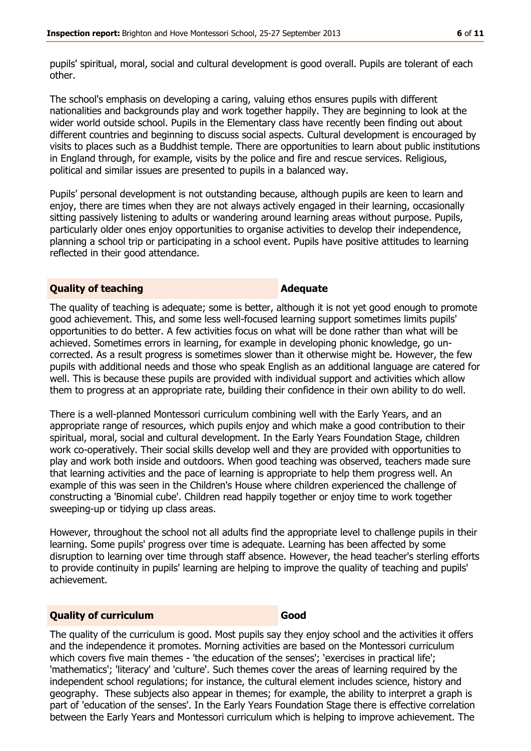pupils' spiritual, moral, social and cultural development is good overall. Pupils are tolerant of each other.

The school's emphasis on developing a caring, valuing ethos ensures pupils with different nationalities and backgrounds play and work together happily. They are beginning to look at the wider world outside school. Pupils in the Elementary class have recently been finding out about different countries and beginning to discuss social aspects. Cultural development is encouraged by visits to places such as a Buddhist temple. There are opportunities to learn about public institutions in England through, for example, visits by the police and fire and rescue services. Religious, political and similar issues are presented to pupils in a balanced way.

Pupils' personal development is not outstanding because, although pupils are keen to learn and enjoy, there are times when they are not always actively engaged in their learning, occasionally sitting passively listening to adults or wandering around learning areas without purpose. Pupils, particularly older ones enjoy opportunities to organise activities to develop their independence, planning a school trip or participating in a school event. Pupils have positive attitudes to learning reflected in their good attendance.

## Quality of teaching — Adequate

The quality of teaching is adequate; some is better, although it is not yet good enough to promote good achievement. This, and some less well-focused learning support sometimes limits pupils' opportunities to do better. A few activities focus on what will be done rather than what will be achieved. Sometimes errors in learning, for example in developing phonic knowledge, go un-corrected. As a result progress is sometimes slower than it otherwise might be. However, the few pupils with additional needs and those who speak English as an additional language are catered for well. This is because these pupils are provided with individual support and activities which allow them to progress at an appropriate rate, building their confidence in their own ability to do well.

There is a well-planned Montessori curriculum combining well with the Early Years, and an appropriate range of resources, which pupils enjoy and which make a good contribution to their spiritual, moral, social and cultural development. In the Early Years Foundation Stage, children work co-operatively. Their social skills develop well and they are provided with opportunities to play and work both inside and outdoors. When good teaching was observed, teachers made sure that learning activities and the pace of learning is appropriate to help them progress well. An example of this was seen in the Children's House where children experienced the challenge of constructing a 'Binomial cube'. Children read happily together or enjoy time to work together sweeping-up or tidying up class areas.

However, throughout the school not all adults find the appropriate level to challenge pupils in their learning. Some pupils' progress over time is adequate. Learning has been affected by some disruption to learning over time through staff absence. However, the head teacher's sterling efforts to provide continuity in pupils' learning are helping to improve the quality of teaching and pupils' achievement.

## Quality of curriculum — Good

The quality of the curriculum is good. Most pupils say they enjoy school and the activities it offers and the independence it promotes. Morning activities are based on the Montessori curriculum which covers five main themes - 'the education of the senses'; 'exercises in practical life'; 'mathematics'; 'literacy' and 'culture'. Such themes cover the areas of learning required by the independent school regulations; for instance, the cultural element includes science, history and geography. These subjects also appear in themes; for example, the ability to interpret a graph is part of 'education of the senses'. In the Early Years Foundation Stage there is effective correlation between the Early Years and Montessori curriculum which is helping to improve achievement. The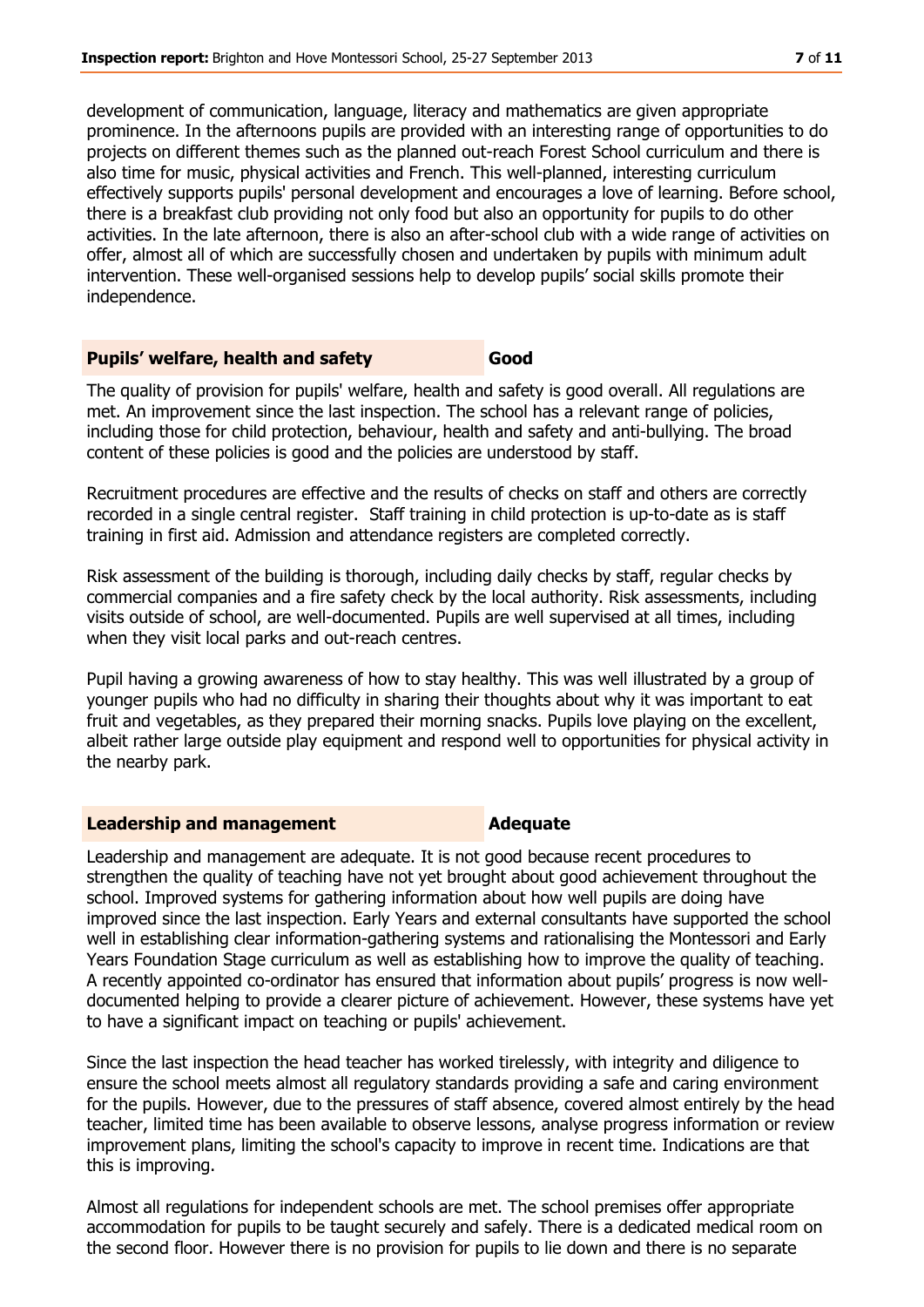development of communication, language, literacy and mathematics are given appropriate prominence. In the afternoons pupils are provided with an interesting range of opportunities to do projects on different themes such as the planned out-reach Forest School curriculum and there is also time for music, physical activities and French. This well-planned, interesting curriculum effectively supports pupils' personal development and encourages a love of learning. Before school, there is a breakfast club providing not only food but also an opportunity for pupils to do other activities. In the late afternoon, there is also an after-school club with a wide range of activities on offer, almost all of which are successfully chosen and undertaken by pupils with minimum adult intervention. These well-organised sessions help to develop pupils' social skills promote their independence.

## Pupils' welfare, health and safety — Good

The quality of provision for pupils' welfare, health and safety is good overall. All regulations are met. An improvement since the last inspection. The school has a relevant range of policies, including those for child protection, behaviour, health and safety and anti-bullying. The broad content of these policies is good and the policies are understood by staff.

Recruitment procedures are effective and the results of checks on staff and others are correctly recorded in a single central register. Staff training in child protection is up-to-date as is staff training in first aid. Admission and attendance registers are completed correctly.

Risk assessment of the building is thorough, including daily checks by staff, regular checks by commercial companies and a fire safety check by the local authority. Risk assessments, including visits outside of school, are well-documented. Pupils are well supervised at all times, including when they visit local parks and out-reach centres.

Pupil having a growing awareness of how to stay healthy. This was well illustrated by a group of younger pupils who had no difficulty in sharing their thoughts about why it was important to eat fruit and vegetables, as they prepared their morning snacks. Pupils love playing on the excellent, albeit rather large outside play equipment and respond well to opportunities for physical activity in the nearby park.

## Leadership and management — Adequate

Leadership and management are adequate. It is not good because recent procedures to strengthen the quality of teaching have not yet brought about good achievement throughout the school. Improved systems for gathering information about how well pupils are doing have improved since the last inspection. Early Years and external consultants have supported the school well in establishing clear information-gathering systems and rationalising the Montessori and Early Years Foundation Stage curriculum as well as establishing how to improve the quality of teaching. A recently appointed co-ordinator has ensured that information about pupils' progress is now well-documented helping to provide a clearer picture of achievement. However, these systems have yet to have a significant impact on teaching or pupils' achievement.

Since the last inspection the head teacher has worked tirelessly, with integrity and diligence to ensure the school meets almost all regulatory standards providing a safe and caring environment for the pupils. However, due to the pressures of staff absence, covered almost entirely by the head teacher, limited time has been available to observe lessons, analyse progress information or review improvement plans, limiting the school's capacity to improve in recent time. Indications are that this is improving.

Almost all regulations for independent schools are met. The school premises offer appropriate accommodation for pupils to be taught securely and safely. There is a dedicated medical room on the second floor. However there is no provision for pupils to lie down and there is no separate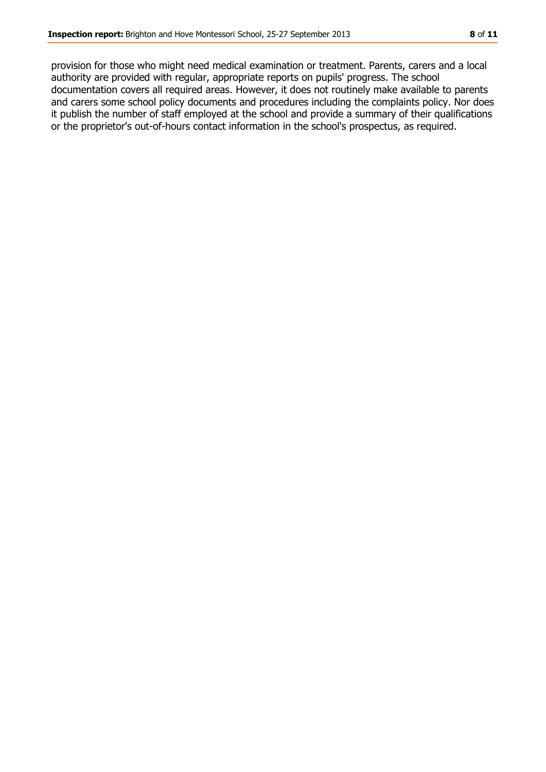provision for those who might need medical examination or treatment. Parents, carers and a local authority are provided with regular, appropriate reports on pupils' progress. The school documentation covers all required areas. However, it does not routinely make available to parents and carers some school policy documents and procedures including the complaints policy. Nor does it publish the number of staff employed at the school and provide a summary of their qualifications or the proprietor's out-of-hours contact information in the school's prospectus, as required.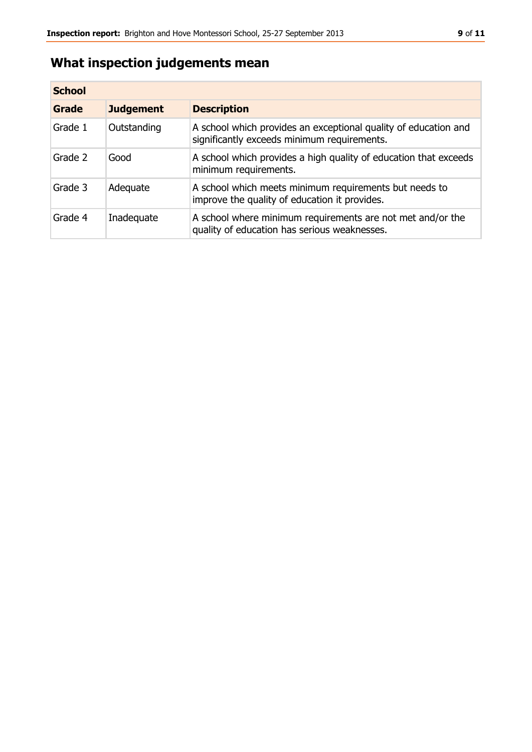## What inspection judgements mean

| School | | |
|---|---|---|
| **Grade** | **Judgement** | **Description** |
| Grade 1 | Outstanding | A school which provides an exceptional quality of education and significantly exceeds minimum requirements. |
| Grade 2 | Good | A school which provides a high quality of education that exceeds minimum requirements. |
| Grade 3 | Adequate | A school which meets minimum requirements but needs to improve the quality of education it provides. |
| Grade 4 | Inadequate | A school where minimum requirements are not met and/or the quality of education has serious weaknesses. |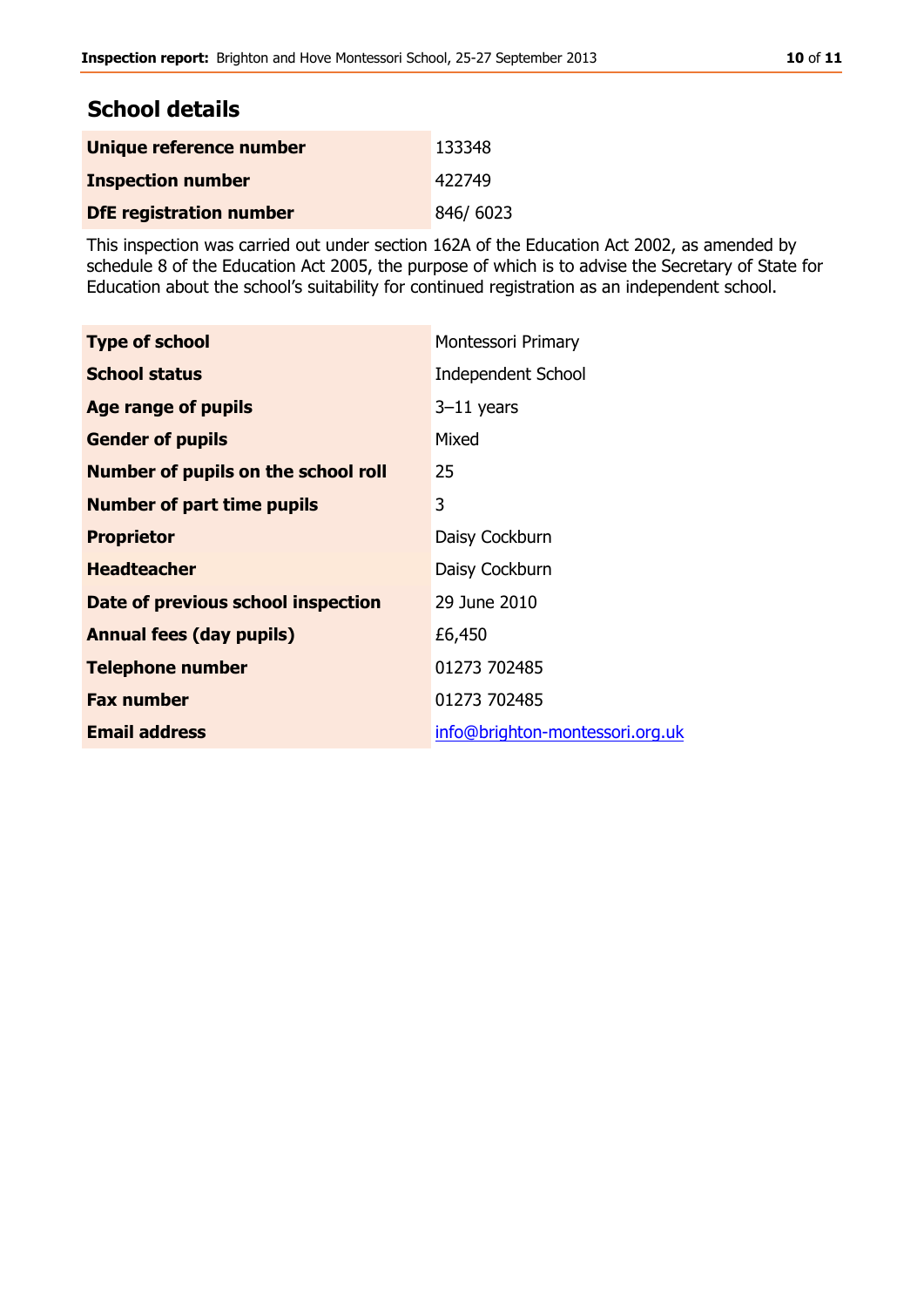## School details

| | |
|---|---|
| **Unique reference number** | 133348 |
| **Inspection number** | 422749 |
| **DfE registration number** | 846/ 6023 |

This inspection was carried out under section 162A of the Education Act 2002, as amended by schedule 8 of the Education Act 2005, the purpose of which is to advise the Secretary of State for Education about the school's suitability for continued registration as an independent school.

| | |
|---|---|
| **Type of school** | Montessori Primary |
| **School status** | Independent School |
| **Age range of pupils** | 3–11 years |
| **Gender of pupils** | Mixed |
| **Number of pupils on the school roll** | 25 |
| **Number of part time pupils** | 3 |
| **Proprietor** | Daisy Cockburn |
| **Headteacher** | Daisy Cockburn |
| **Date of previous school inspection** | 29 June 2010 |
| **Annual fees (day pupils)** | £6,450 |
| **Telephone number** | 01273 702485 |
| **Fax number** | 01273 702485 |
| **Email address** | info@brighton-montessori.org.uk |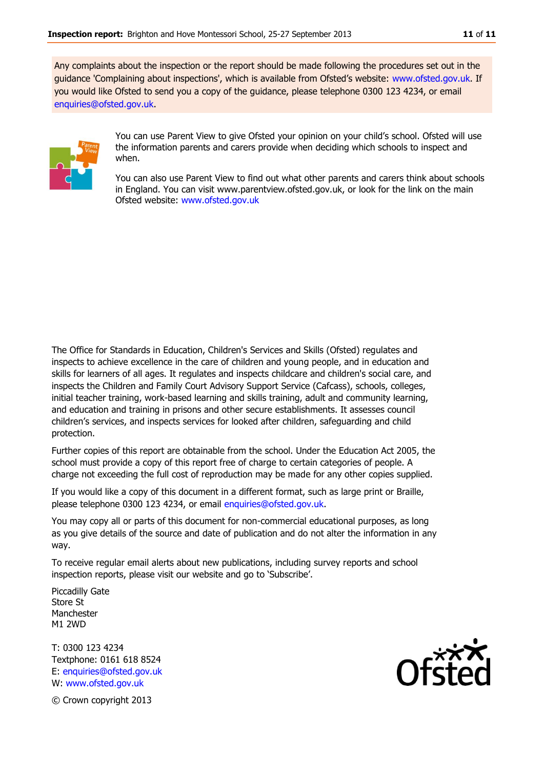Any complaints about the inspection or the report should be made following the procedures set out in the guidance 'Complaining about inspections', which is available from Ofsted's website: www.ofsted.gov.uk. If you would like Ofsted to send you a copy of the guidance, please telephone 0300 123 4234, or email enquiries@ofsted.gov.uk.

You can use Parent View to give Ofsted your opinion on your child's school. Ofsted will use the information parents and carers provide when deciding which schools to inspect and when.

You can also use Parent View to find out what other parents and carers think about schools in England. You can visit www.parentview.ofsted.gov.uk, or look for the link on the main Ofsted website: www.ofsted.gov.uk

The Office for Standards in Education, Children's Services and Skills (Ofsted) regulates and inspects to achieve excellence in the care of children and young people, and in education and skills for learners of all ages. It regulates and inspects childcare and children's social care, and inspects the Children and Family Court Advisory Support Service (Cafcass), schools, colleges, initial teacher training, work-based learning and skills training, adult and community learning, and education and training in prisons and other secure establishments. It assesses council children's services, and inspects services for looked after children, safeguarding and child protection.

Further copies of this report are obtainable from the school. Under the Education Act 2005, the school must provide a copy of this report free of charge to certain categories of people. A charge not exceeding the full cost of reproduction may be made for any other copies supplied.

If you would like a copy of this document in a different format, such as large print or Braille, please telephone 0300 123 4234, or email enquiries@ofsted.gov.uk.

You may copy all or parts of this document for non-commercial educational purposes, as long as you give details of the source and date of publication and do not alter the information in any way.

To receive regular email alerts about new publications, including survey reports and school inspection reports, please visit our website and go to 'Subscribe'.

Piccadilly Gate
Store St
Manchester
M1 2WD

T: 0300 123 4234
Textphone: 0161 618 8524
E: enquiries@ofsted.gov.uk
W: www.ofsted.gov.uk

© Crown copyright 2013